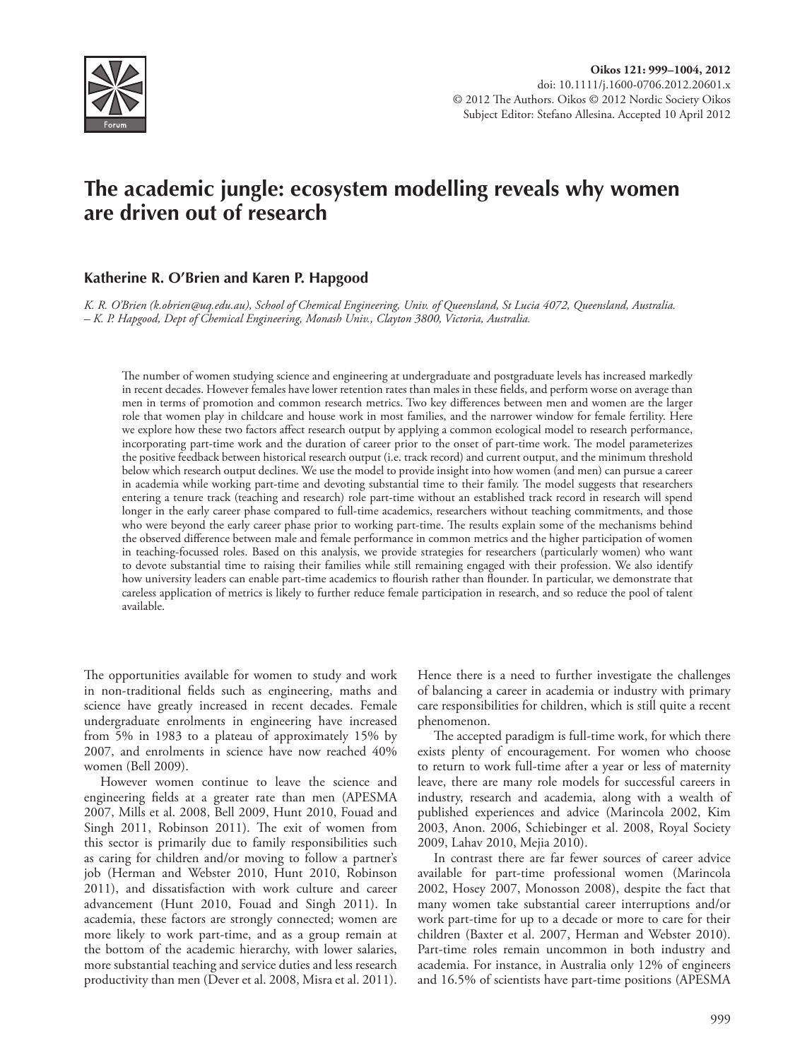# The academic jungle: ecosystem modelling reveals why women are driven out of research

**Katherine R. O'Brien and Karen P. Hapgood**

*K. R. O'Brien (k.obrien@uq.edu.au), School of Chemical Engineering, Univ. of Queensland, St Lucia 4072, Queensland, Australia. – K. P. Hapgood, Dept of Chemical Engineering, Monash Univ., Clayton 3800, Victoria, Australia.*

The number of women studying science and engineering at undergraduate and postgraduate levels has increased markedly in recent decades. However females have lower retention rates than males in these fields, and perform worse on average than men in terms of promotion and common research metrics. Two key differences between men and women are the larger role that women play in childcare and house work in most families, and the narrower window for female fertility. Here we explore how these two factors affect research output by applying a common ecological model to research performance, incorporating part-time work and the duration of career prior to the onset of part-time work. The model parameterizes the positive feedback between historical research output (i.e. track record) and current output, and the minimum threshold below which research output declines. We use the model to provide insight into how women (and men) can pursue a career in academia while working part-time and devoting substantial time to their family. The model suggests that researchers entering a tenure track (teaching and research) role part-time without an established track record in research will spend longer in the early career phase compared to full-time academics, researchers without teaching commitments, and those who were beyond the early career phase prior to working part-time. The results explain some of the mechanisms behind the observed difference between male and female performance in common metrics and the higher participation of women in teaching-focussed roles. Based on this analysis, we provide strategies for researchers (particularly women) who want to devote substantial time to raising their families while still remaining engaged with their profession. We also identify how university leaders can enable part-time academics to flourish rather than flounder. In particular, we demonstrate that careless application of metrics is likely to further reduce female participation in research, and so reduce the pool of talent available.

The opportunities available for women to study and work in non-traditional fields such as engineering, maths and science have greatly increased in recent decades. Female undergraduate enrolments in engineering have increased from 5% in 1983 to a plateau of approximately 15% by 2007, and enrolments in science have now reached 40% women (Bell 2009).

However women continue to leave the science and engineering fields at a greater rate than men (APESMA 2007, Mills et al. 2008, Bell 2009, Hunt 2010, Fouad and Singh 2011, Robinson 2011). The exit of women from this sector is primarily due to family responsibilities such as caring for children and/or moving to follow a partner's job (Herman and Webster 2010, Hunt 2010, Robinson 2011), and dissatisfaction with work culture and career advancement (Hunt 2010, Fouad and Singh 2011). In academia, these factors are strongly connected; women are more likely to work part-time, and as a group remain at the bottom of the academic hierarchy, with lower salaries, more substantial teaching and service duties and less research productivity than men (Dever et al. 2008, Misra et al. 2011). Hence there is a need to further investigate the challenges of balancing a career in academia or industry with primary care responsibilities for children, which is still quite a recent phenomenon.

The accepted paradigm is full-time work, for which there exists plenty of encouragement. For women who choose to return to work full-time after a year or less of maternity leave, there are many role models for successful careers in industry, research and academia, along with a wealth of published experiences and advice (Marincola 2002, Kim 2003, Anon. 2006, Schiebinger et al. 2008, Royal Society 2009, Lahav 2010, Mejia 2010).

In contrast there are far fewer sources of career advice available for part-time professional women (Marincola 2002, Hosey 2007, Monosson 2008), despite the fact that many women take substantial career interruptions and/or work part-time for up to a decade or more to care for their children (Baxter et al. 2007, Herman and Webster 2010). Part-time roles remain uncommon in both industry and academia. For instance, in Australia only 12% of engineers and 16.5% of scientists have part-time positions (APESMA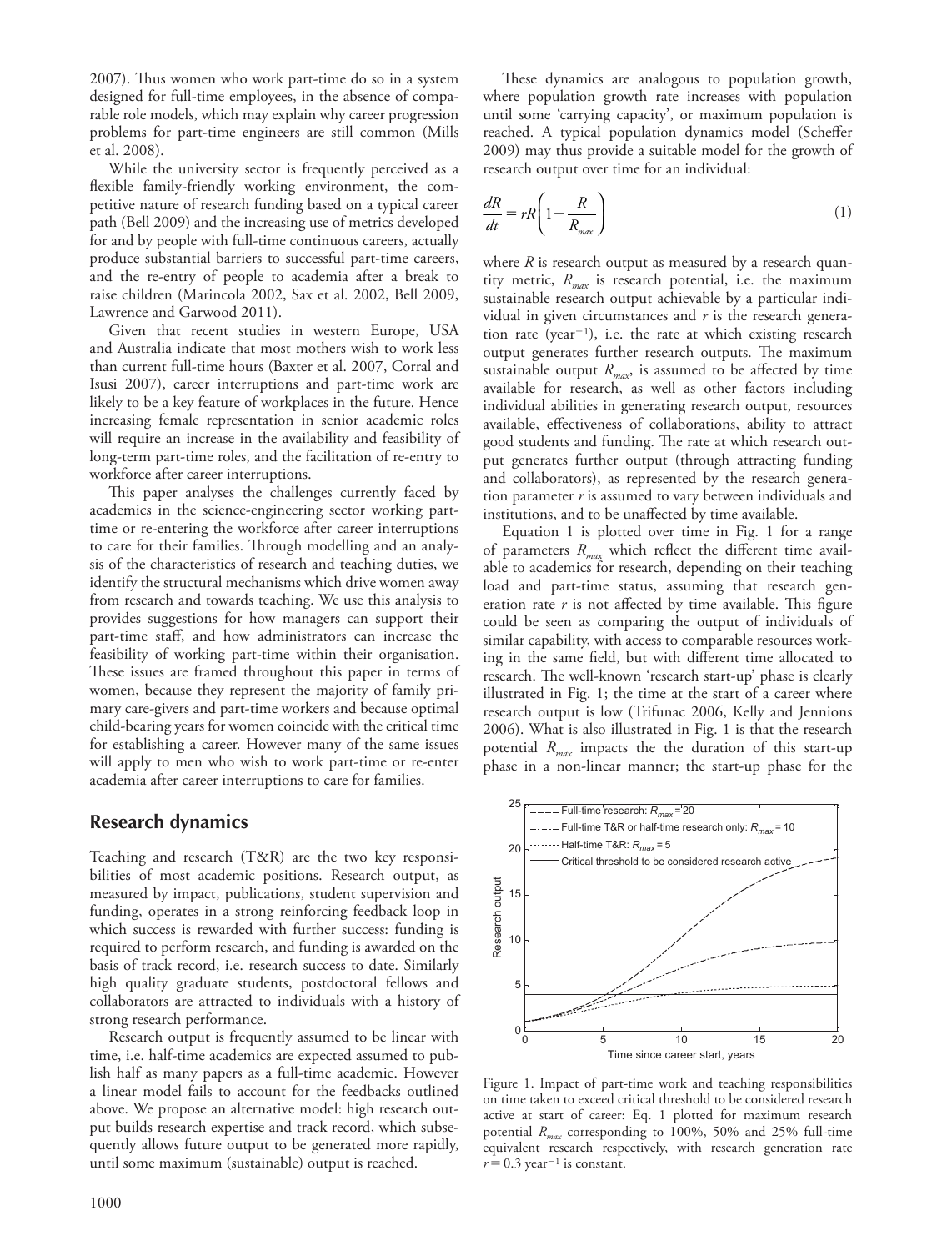2007). Thus women who work part-time do so in a system designed for full-time employees, in the absence of comparable role models, which may explain why career progression problems for part-time engineers are still common (Mills et al. 2008).

While the university sector is frequently perceived as a flexible family-friendly working environment, the competitive nature of research funding based on a typical career path (Bell 2009) and the increasing use of metrics developed for and by people with full-time continuous careers, actually produce substantial barriers to successful part-time careers, and the re-entry of people to academia after a break to raise children (Marincola 2002, Sax et al. 2002, Bell 2009, Lawrence and Garwood 2011).

Given that recent studies in western Europe, USA and Australia indicate that most mothers wish to work less than current full-time hours (Baxter et al. 2007, Corral and Isusi 2007), career interruptions and part-time work are likely to be a key feature of workplaces in the future. Hence increasing female representation in senior academic roles will require an increase in the availability and feasibility of long-term part-time roles, and the facilitation of re-entry to workforce after career interruptions.

This paper analyses the challenges currently faced by academics in the science-engineering sector working part-time or re-entering the workforce after career interruptions to care for their families. Through modelling and an analysis of the characteristics of research and teaching duties, we identify the structural mechanisms which drive women away from research and towards teaching. We use this analysis to provides suggestions for how managers can support their part-time staff, and how administrators can increase the feasibility of working part-time within their organisation. These issues are framed throughout this paper in terms of women, because they represent the majority of family primary care-givers and part-time workers and because optimal child-bearing years for women coincide with the critical time for establishing a career. However many of the same issues will apply to men who wish to work part-time or re-enter academia after career interruptions to care for families.

## Research dynamics

Teaching and research (T&R) are the two key responsibilities of most academic positions. Research output, as measured by impact, publications, student supervision and funding, operates in a strong reinforcing feedback loop in which success is rewarded with further success: funding is required to perform research, and funding is awarded on the basis of track record, i.e. research success to date. Similarly high quality graduate students, postdoctoral fellows and collaborators are attracted to individuals with a history of strong research performance.

Research output is frequently assumed to be linear with time, i.e. half-time academics are expected assumed to publish half as many papers as a full-time academic. However a linear model fails to account for the feedbacks outlined above. We propose an alternative model: high research output builds research expertise and track record, which subsequently allows future output to be generated more rapidly, until some maximum (sustainable) output is reached.

These dynamics are analogous to population growth, where population growth rate increases with population until some 'carrying capacity', or maximum population is reached. A typical population dynamics model (Scheffer 2009) may thus provide a suitable model for the growth of research output over time for an individual:

$$\frac{dR}{dt} = rR\left(1 - \frac{R}{R_{max}}\right) \tag{1}$$

where $R$ is research output as measured by a research quantity metric, $R_{max}$ is research potential, i.e. the maximum sustainable research output achievable by a particular individual in given circumstances and $r$ is the research generation rate (year$^{-1}$), i.e. the rate at which existing research output generates further research outputs. The maximum sustainable output $R_{max}$, is assumed to be affected by time available for research, as well as other factors including individual abilities in generating research output, resources available, effectiveness of collaborations, ability to attract good students and funding. The rate at which research output generates further output (through attracting funding and collaborators), as represented by the research generation parameter $r$ is assumed to vary between individuals and institutions, and to be unaffected by time available.

Equation 1 is plotted over time in Fig. 1 for a range of parameters $R_{max}$ which reflect the different time available to academics for research, depending on their teaching load and part-time status, assuming that research generation rate $r$ is not affected by time available. This figure could be seen as comparing the output of individuals of similar capability, with access to comparable resources working in the same field, but with different time allocated to research. The well-known 'research start-up' phase is clearly illustrated in Fig. 1; the time at the start of a career where research output is low (Trifunac 2006, Kelly and Jennions 2006). What is also illustrated in Fig. 1 is that the research potential $R_{max}$ impacts the the duration of this start-up phase in a non-linear manner; the start-up phase for the

Full-time research: $R_{max}$ = 20
Full-time T&R or half-time research only: $R_{max}$ = 10
Half-time T&R: $R_{max}$ = 5
Critical threshold to be considered research active

Research output
0
5
10
15
20
25

Time since career start, years
0
5
10
15
20

Figure 1. Impact of part-time work and teaching responsibilities on time taken to exceed critical threshold to be considered research active at start of career: Eq. 1 plotted for maximum research potential $R_{max}$ corresponding to 100%, 50% and 25% full-time equivalent research respectively, with research generation rate $r = 0.3$ year$^{-1}$ is constant.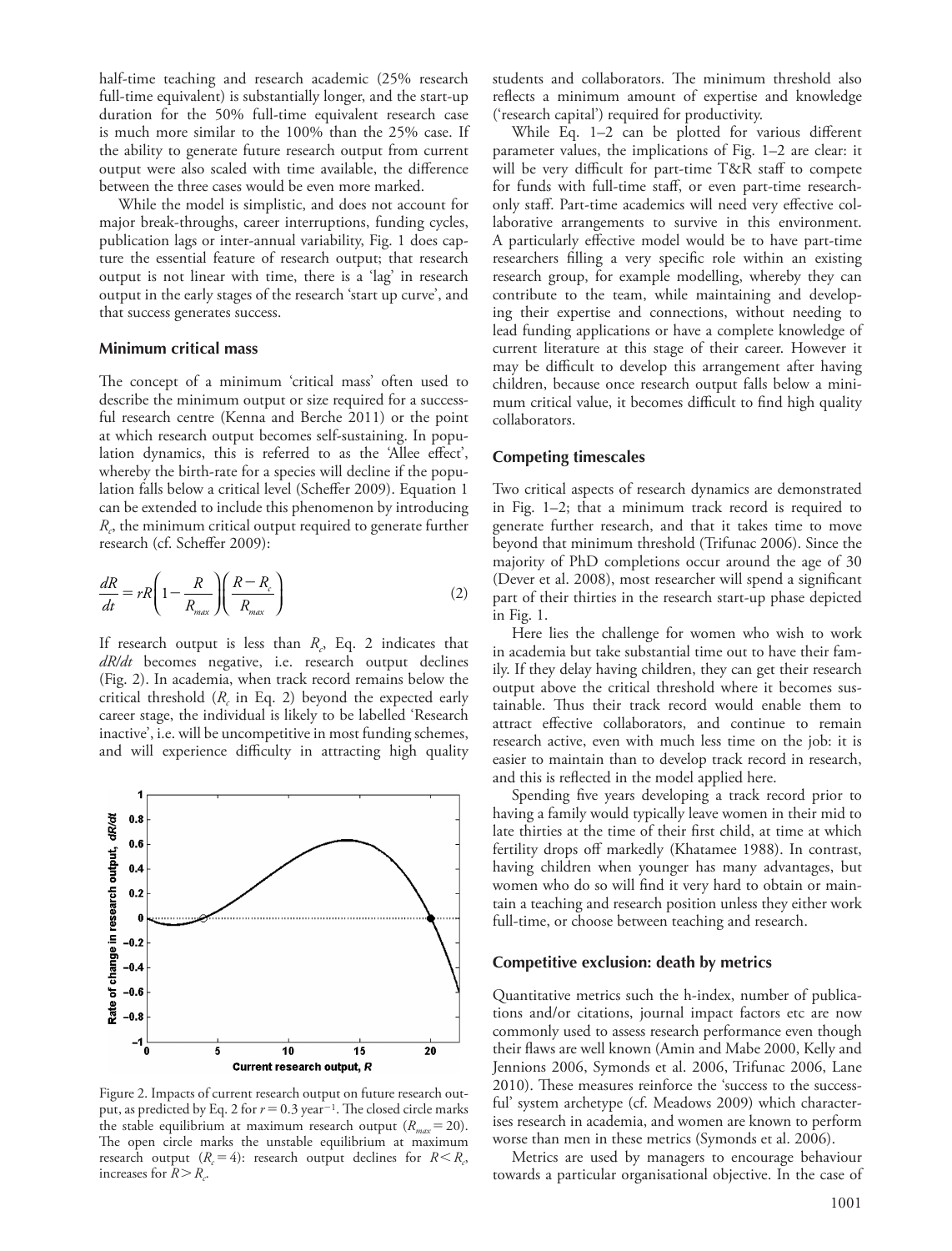half-time teaching and research academic (25% research full-time equivalent) is substantially longer, and the start-up duration for the 50% full-time equivalent research case is much more similar to the 100% than the 25% case. If the ability to generate future research output from current output were also scaled with time available, the difference between the three cases would be even more marked.

While the model is simplistic, and does not account for major break-throughs, career interruptions, funding cycles, publication lags or inter-annual variability, Fig. 1 does capture the essential feature of research output; that research output is not linear with time, there is a 'lag' in research output in the early stages of the research 'start up curve', and that success generates success.

## Minimum critical mass

The concept of a minimum 'critical mass' often used to describe the minimum output or size required for a successful research centre (Kenna and Berche 2011) or the point at which research output becomes self-sustaining. In population dynamics, this is referred to as the 'Allee effect', whereby the birth-rate for a species will decline if the population falls below a critical level (Scheffer 2009). Equation 1 can be extended to include this phenomenon by introducing $R_c$, the minimum critical output required to generate further research (cf. Scheffer 2009):

$$\frac{dR}{dt} = rR\left(1 - \frac{R}{R_{max}}\right)\left(\frac{R - R_c}{R_{max}}\right) \tag{2}$$

If research output is less than $R_c$, Eq. 2 indicates that $dR/dt$ becomes negative, i.e. research output declines (Fig. 2). In academia, when track record remains below the critical threshold ($R_c$ in Eq. 2) beyond the expected early career stage, the individual is likely to be labelled 'Research inactive', i.e. will be uncompetitive in most funding schemes, and will experience difficulty in attracting high quality students and collaborators. The minimum threshold also reflects a minimum amount of expertise and knowledge ('research capital') required for productivity.

Rate of change in research output, $dR/dt$

Current research output, $R$

1
0.8
0.6
0.4
0.2
0
−0.2
−0.4
−0.6
−0.8
−1
0
5
10
15
20

Figure 2. Impacts of current research output on future research output, as predicted by Eq. 2 for $r = 0.3$ year$^{-1}$. The closed circle marks the stable equilibrium at maximum research output ($R_{max} = 20$). The open circle marks the unstable equilibrium at maximum research output ($R_c = 4$): research output declines for $R < R_c$, increases for $R > R_c$.

While Eq. 1–2 can be plotted for various different parameter values, the implications of Fig. 1–2 are clear: it will be very difficult for part-time T&R staff to compete for funds with full-time staff, or even part-time research-only staff. Part-time academics will need very effective collaborative arrangements to survive in this environment. A particularly effective model would be to have part-time researchers filling a very specific role within an existing research group, for example modelling, whereby they can contribute to the team, while maintaining and developing their expertise and connections, without needing to lead funding applications or have a complete knowledge of current literature at this stage of their career. However it may be difficult to develop this arrangement after having children, because once research output falls below a minimum critical value, it becomes difficult to find high quality collaborators.

## Competing timescales

Two critical aspects of research dynamics are demonstrated in Fig. 1–2; that a minimum track record is required to generate further research, and that it takes time to move beyond that minimum threshold (Trifunac 2006). Since the majority of PhD completions occur around the age of 30 (Dever et al. 2008), most researcher will spend a significant part of their thirties in the research start-up phase depicted in Fig. 1.

Here lies the challenge for women who wish to work in academia but take substantial time out to have their family. If they delay having children, they can get their research output above the critical threshold where it becomes sustainable. Thus their track record would enable them to attract effective collaborators, and continue to remain research active, even with much less time on the job: it is easier to maintain than to develop track record in research, and this is reflected in the model applied here.

Spending five years developing a track record prior to having a family would typically leave women in their mid to late thirties at the time of their first child, at time at which fertility drops off markedly (Khatamee 1988). In contrast, having children when younger has many advantages, but women who do so will find it very hard to obtain or maintain a teaching and research position unless they either work full-time, or choose between teaching and research.

## Competitive exclusion: death by metrics

Quantitative metrics such the h-index, number of publications and/or citations, journal impact factors etc are now commonly used to assess research performance even though their flaws are well known (Amin and Mabe 2000, Kelly and Jennions 2006, Symonds et al. 2006, Trifunac 2006, Lane 2010). These measures reinforce the 'success to the successful' system archetype (cf. Meadows 2009) which characterises research in academia, and women are known to perform worse than men in these metrics (Symonds et al. 2006).

Metrics are used by managers to encourage behaviour towards a particular organisational objective. In the case of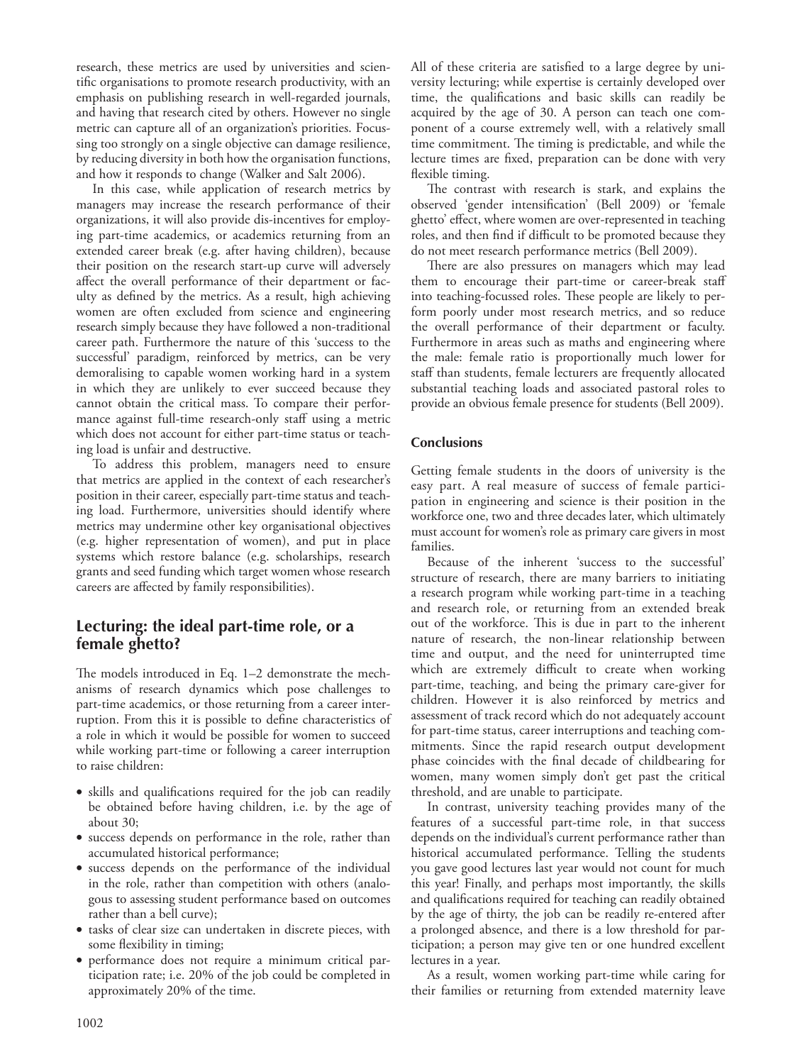research, these metrics are used by universities and scientific organisations to promote research productivity, with an emphasis on publishing research in well-regarded journals, and having that research cited by others. However no single metric can capture all of an organization's priorities. Focussing too strongly on a single objective can damage resilience, by reducing diversity in both how the organisation functions, and how it responds to change (Walker and Salt 2006).

In this case, while application of research metrics by managers may increase the research performance of their organizations, it will also provide dis-incentives for employing part-time academics, or academics returning from an extended career break (e.g. after having children), because their position on the research start-up curve will adversely affect the overall performance of their department or faculty as defined by the metrics. As a result, high achieving women are often excluded from science and engineering research simply because they have followed a non-traditional career path. Furthermore the nature of this 'success to the successful' paradigm, reinforced by metrics, can be very demoralising to capable women working hard in a system in which they are unlikely to ever succeed because they cannot obtain the critical mass. To compare their performance against full-time research-only staff using a metric which does not account for either part-time status or teaching load is unfair and destructive.

To address this problem, managers need to ensure that metrics are applied in the context of each researcher's position in their career, especially part-time status and teaching load. Furthermore, universities should identify where metrics may undermine other key organisational objectives (e.g. higher representation of women), and put in place systems which restore balance (e.g. scholarships, research grants and seed funding which target women whose research careers are affected by family responsibilities).

## Lecturing: the ideal part-time role, or a female ghetto?

The models introduced in Eq. 1–2 demonstrate the mechanisms of research dynamics which pose challenges to part-time academics, or those returning from a career interruption. From this it is possible to define characteristics of a role in which it would be possible for women to succeed while working part-time or following a career interruption to raise children:

- skills and qualifications required for the job can readily be obtained before having children, i.e. by the age of about 30;
- success depends on performance in the role, rather than accumulated historical performance;
- success depends on the performance of the individual in the role, rather than competition with others (analogous to assessing student performance based on outcomes rather than a bell curve);
- tasks of clear size can undertaken in discrete pieces, with some flexibility in timing;
- performance does not require a minimum critical participation rate; i.e. 20% of the job could be completed in approximately 20% of the time.

All of these criteria are satisfied to a large degree by university lecturing; while expertise is certainly developed over time, the qualifications and basic skills can readily be acquired by the age of 30. A person can teach one component of a course extremely well, with a relatively small time commitment. The timing is predictable, and while the lecture times are fixed, preparation can be done with very flexible timing.

The contrast with research is stark, and explains the observed 'gender intensification' (Bell 2009) or 'female ghetto' effect, where women are over-represented in teaching roles, and then find if difficult to be promoted because they do not meet research performance metrics (Bell 2009).

There are also pressures on managers which may lead them to encourage their part-time or career-break staff into teaching-focussed roles. These people are likely to perform poorly under most research metrics, and so reduce the overall performance of their department or faculty. Furthermore in areas such as maths and engineering where the male: female ratio is proportionally much lower for staff than students, female lecturers are frequently allocated substantial teaching loads and associated pastoral roles to provide an obvious female presence for students (Bell 2009).

### Conclusions

Getting female students in the doors of university is the easy part. A real measure of success of female participation in engineering and science is their position in the workforce one, two and three decades later, which ultimately must account for women's role as primary care givers in most families.

Because of the inherent 'success to the successful' structure of research, there are many barriers to initiating a research program while working part-time in a teaching and research role, or returning from an extended break out of the workforce. This is due in part to the inherent nature of research, the non-linear relationship between time and output, and the need for uninterrupted time which are extremely difficult to create when working part-time, teaching, and being the primary care-giver for children. However it is also reinforced by metrics and assessment of track record which do not adequately account for part-time status, career interruptions and teaching commitments. Since the rapid research output development phase coincides with the final decade of childbearing for women, many women simply don't get past the critical threshold, and are unable to participate.

In contrast, university teaching provides many of the features of a successful part-time role, in that success depends on the individual's current performance rather than historical accumulated performance. Telling the students you gave good lectures last year would not count for much this year! Finally, and perhaps most importantly, the skills and qualifications required for teaching can readily obtained by the age of thirty, the job can be readily re-entered after a prolonged absence, and there is a low threshold for participation; a person may give ten or one hundred excellent lectures in a year.

As a result, women working part-time while caring for their families or returning from extended maternity leave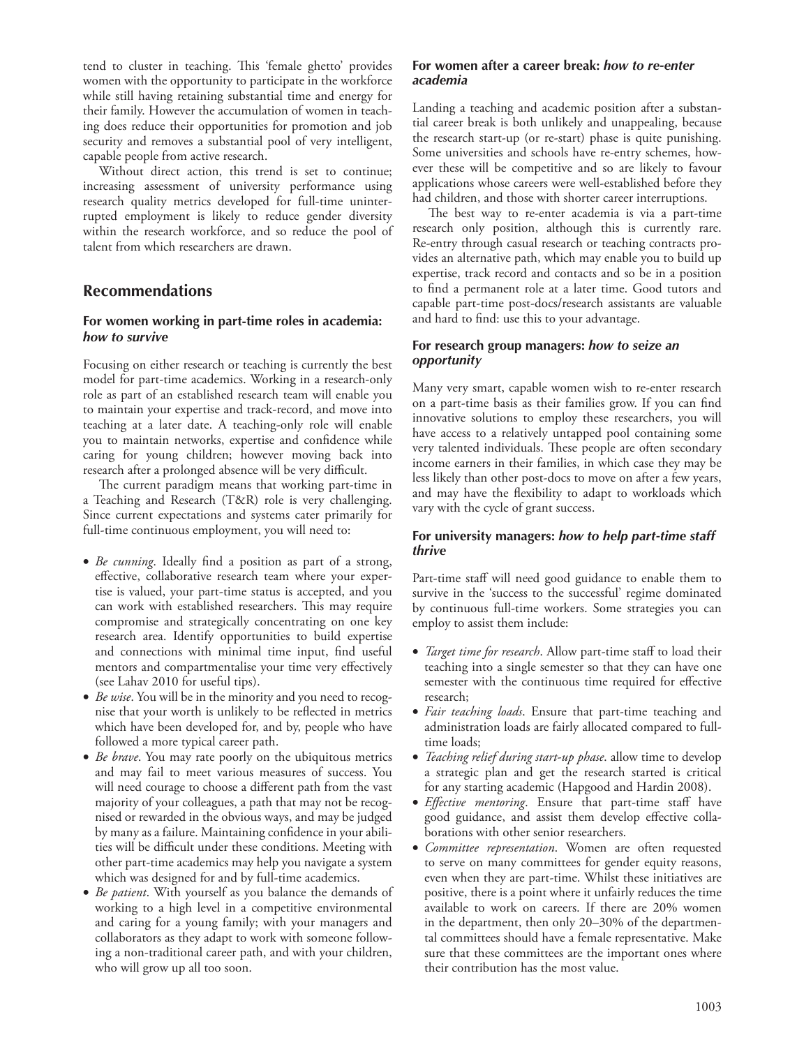tend to cluster in teaching. This 'female ghetto' provides women with the opportunity to participate in the workforce while still having retaining substantial time and energy for their family. However the accumulation of women in teaching does reduce their opportunities for promotion and job security and removes a substantial pool of very intelligent, capable people from active research.

Without direct action, this trend is set to continue; increasing assessment of university performance using research quality metrics developed for full-time uninterrupted employment is likely to reduce gender diversity within the research workforce, and so reduce the pool of talent from which researchers are drawn.

## Recommendations

### For women working in part-time roles in academia: *how to survive*

Focusing on either research or teaching is currently the best model for part-time academics. Working in a research-only role as part of an established research team will enable you to maintain your expertise and track-record, and move into teaching at a later date. A teaching-only role will enable you to maintain networks, expertise and confidence while caring for young children; however moving back into research after a prolonged absence will be very difficult.

The current paradigm means that working part-time in a Teaching and Research (T&R) role is very challenging. Since current expectations and systems cater primarily for full-time continuous employment, you will need to:

- *Be cunning*. Ideally find a position as part of a strong, effective, collaborative research team where your expertise is valued, your part-time status is accepted, and you can work with established researchers. This may require compromise and strategically concentrating on one key research area. Identify opportunities to build expertise and connections with minimal time input, find useful mentors and compartmentalise your time very effectively (see Lahav 2010 for useful tips).
- *Be wise*. You will be in the minority and you need to recognise that your worth is unlikely to be reflected in metrics which have been developed for, and by, people who have followed a more typical career path.
- *Be brave*. You may rate poorly on the ubiquitous metrics and may fail to meet various measures of success. You will need courage to choose a different path from the vast majority of your colleagues, a path that may not be recognised or rewarded in the obvious ways, and may be judged by many as a failure. Maintaining confidence in your abilities will be difficult under these conditions. Meeting with other part-time academics may help you navigate a system which was designed for and by full-time academics.
- *Be patient*. With yourself as you balance the demands of working to a high level in a competitive environmental and caring for a young family; with your managers and collaborators as they adapt to work with someone following a non-traditional career path, and with your children, who will grow up all too soon.

### For women after a career break: *how to re-enter academia*

Landing a teaching and academic position after a substantial career break is both unlikely and unappealing, because the research start-up (or re-start) phase is quite punishing. Some universities and schools have re-entry schemes, however these will be competitive and so are likely to favour applications whose careers were well-established before they had children, and those with shorter career interruptions.

The best way to re-enter academia is via a part-time research only position, although this is currently rare. Re-entry through casual research or teaching contracts provides an alternative path, which may enable you to build up expertise, track record and contacts and so be in a position to find a permanent role at a later time. Good tutors and capable part-time post-docs/research assistants are valuable and hard to find: use this to your advantage.

### For research group managers: *how to seize an opportunity*

Many very smart, capable women wish to re-enter research on a part-time basis as their families grow. If you can find innovative solutions to employ these researchers, you will have access to a relatively untapped pool containing some very talented individuals. These people are often secondary income earners in their families, in which case they may be less likely than other post-docs to move on after a few years, and may have the flexibility to adapt to workloads which vary with the cycle of grant success.

### For university managers: *how to help part-time staff thrive*

Part-time staff will need good guidance to enable them to survive in the 'success to the successful' regime dominated by continuous full-time workers. Some strategies you can employ to assist them include:

- *Target time for research*. Allow part-time staff to load their teaching into a single semester so that they can have one semester with the continuous time required for effective research;
- *Fair teaching loads*. Ensure that part-time teaching and administration loads are fairly allocated compared to full-time loads;
- *Teaching relief during start-up phase*. allow time to develop a strategic plan and get the research started is critical for any starting academic (Hapgood and Hardin 2008).
- *Effective mentoring*. Ensure that part-time staff have good guidance, and assist them develop effective collaborations with other senior researchers.
- *Committee representation*. Women are often requested to serve on many committees for gender equity reasons, even when they are part-time. Whilst these initiatives are positive, there is a point where it unfairly reduces the time available to work on careers. If there are 20% women in the department, then only 20–30% of the departmental committees should have a female representative. Make sure that these committees are the important ones where their contribution has the most value.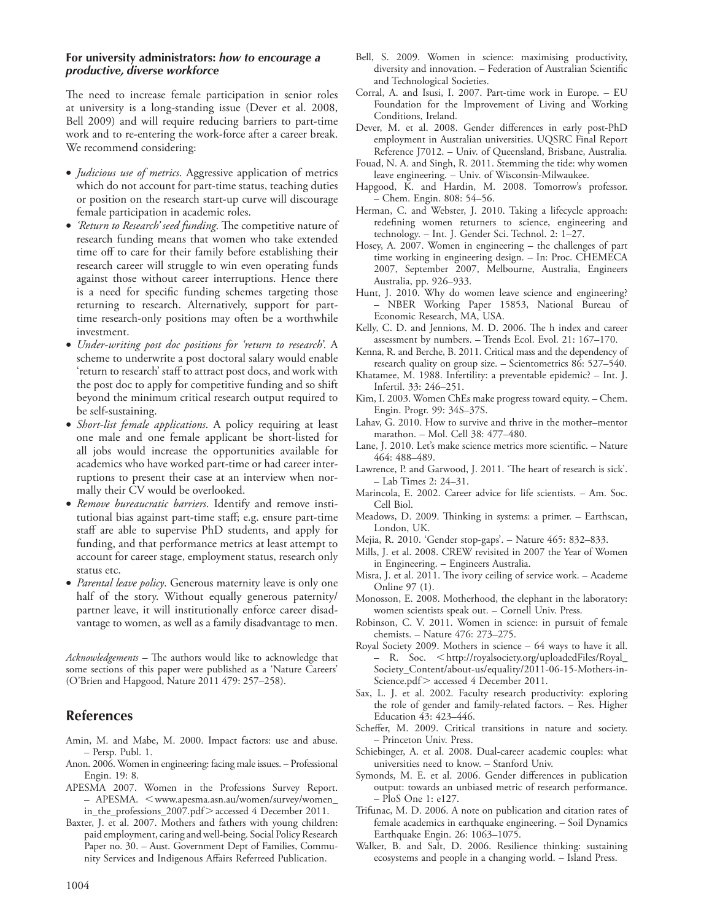**For university administrators: *how to encourage a productive, diverse workforce***

The need to increase female participation in senior roles at university is a long-standing issue (Dever et al. 2008, Bell 2009) and will require reducing barriers to part-time work and to re-entering the work-force after a career break. We recommend considering:

- *Judicious use of metrics*. Aggressive application of metrics which do not account for part-time status, teaching duties or position on the research start-up curve will discourage female participation in academic roles.
- *'Return to Research' seed funding*. The competitive nature of research funding means that women who take extended time off to care for their family before establishing their research career will struggle to win even operating funds against those without career interruptions. Hence there is a need for specific funding schemes targeting those returning to research. Alternatively, support for part-time research-only positions may often be a worthwhile investment.
- *Under-writing post doc positions for 'return to research'*. A scheme to underwrite a post doctoral salary would enable 'return to research' staff to attract post docs, and work with the post doc to apply for competitive funding and so shift beyond the minimum critical research output required to be self-sustaining.
- *Short-list female applications*. A policy requiring at least one male and one female applicant be short-listed for all jobs would increase the opportunities available for academics who have worked part-time or had career interruptions to present their case at an interview when normally their CV would be overlooked.
- *Remove bureaucratic barriers*. Identify and remove institutional bias against part-time staff; e.g. ensure part-time staff are able to supervise PhD students, and apply for funding, and that performance metrics at least attempt to account for career stage, employment status, research only status etc.
- *Parental leave policy*. Generous maternity leave is only one half of the story. Without equally generous paternity/partner leave, it will institutionally enforce career disadvantage to women, as well as a family disadvantage to men.

*Acknowledgements* – The authors would like to acknowledge that some sections of this paper were published as a 'Nature Careers' (O'Brien and Hapgood, Nature 2011 479: 257–258).

## References

Amin, M. and Mabe, M. 2000. Impact factors: use and abuse. – Persp. Publ. 1.

Anon. 2006. Women in engineering: facing male issues. – Professional Engin. 19: 8.

APESMA 2007. Women in the Professions Survey Report. – APESMA. <www.apesma.asn.au/women/survey/women_in_the_professions_2007.pdf> accessed 4 December 2011.

Baxter, J. et al. 2007. Mothers and fathers with young children: paid employment, caring and well-being. Social Policy Research Paper no. 30. – Aust. Government Dept of Families, Community Services and Indigenous Affairs Referreed Publication.

Bell, S. 2009. Women in science: maximising productivity, diversity and innovation. – Federation of Australian Scientific and Technological Societies.

Corral, A. and Isusi, I. 2007. Part-time work in Europe. – EU Foundation for the Improvement of Living and Working Conditions, Ireland.

Dever, M. et al. 2008. Gender differences in early post-PhD employment in Australian universities. UQSRC Final Report Reference J7012. – Univ. of Queensland, Brisbane, Australia.

Fouad, N. A. and Singh, R. 2011. Stemming the tide: why women leave engineering. – Univ. of Wisconsin-Milwaukee.

Hapgood, K. and Hardin, M. 2008. Tomorrow's professor. – Chem. Engin. 808: 54–56.

Herman, C. and Webster, J. 2010. Taking a lifecycle approach: redefining women returners to science, engineering and technology. – Int. J. Gender Sci. Technol. 2: 1–27.

Hosey, A. 2007. Women in engineering – the challenges of part time working in engineering design. – In: Proc. CHEMECA 2007, September 2007, Melbourne, Australia, Engineers Australia, pp. 926–933.

Hunt, J. 2010. Why do women leave science and engineering? – NBER Working Paper 15853, National Bureau of Economic Research, MA, USA.

Kelly, C. D. and Jennions, M. D. 2006. The h index and career assessment by numbers. – Trends Ecol. Evol. 21: 167–170.

Kenna, R. and Berche, B. 2011. Critical mass and the dependency of research quality on group size. – Scientometrics 86: 527–540.

Khatamee, M. 1988. Infertility: a preventable epidemic? – Int. J. Infertil. 33: 246–251.

Kim, I. 2003. Women ChEs make progress toward equity. – Chem. Engin. Progr. 99: 34S–37S.

Lahav, G. 2010. How to survive and thrive in the mother–mentor marathon. – Mol. Cell 38: 477–480.

Lane, J. 2010. Let's make science metrics more scientific. – Nature 464: 488–489.

Lawrence, P. and Garwood, J. 2011. 'The heart of research is sick'. – Lab Times 2: 24–31.

Marincola, E. 2002. Career advice for life scientists. – Am. Soc. Cell Biol.

Meadows, D. 2009. Thinking in systems: a primer. – Earthscan, London, UK.

Mejia, R. 2010. 'Gender stop-gaps'. – Nature 465: 832–833.

Mills, J. et al. 2008. CREW revisited in 2007 the Year of Women in Engineering. – Engineers Australia.

Misra, J. et al. 2011. The ivory ceiling of service work. – Academe Online 97 (1).

Monosson, E. 2008. Motherhood, the elephant in the laboratory: women scientists speak out. – Cornell Univ. Press.

Robinson, C. V. 2011. Women in science: in pursuit of female chemists. – Nature 476: 273–275.

Royal Society 2009. Mothers in science – 64 ways to have it all. – R. Soc. <http://royalsociety.org/uploadedFiles/Royal_Society_Content/about-us/equality/2011-06-15-Mothers-in-Science.pdf> accessed 4 December 2011.

Sax, L. J. et al. 2002. Faculty research productivity: exploring the role of gender and family-related factors. – Res. Higher Education 43: 423–446.

Scheffer, M. 2009. Critical transitions in nature and society. – Princeton Univ. Press.

Schiebinger, A. et al. 2008. Dual-career academic couples: what universities need to know. – Stanford Univ.

Symonds, M. E. et al. 2006. Gender differences in publication output: towards an unbiased metric of research performance. – PloS One 1: e127.

Trifunac, M. D. 2006. A note on publication and citation rates of female academics in earthquake engineering. – Soil Dynamics Earthquake Engin. 26: 1063–1075.

Walker, B. and Salt, D. 2006. Resilience thinking: sustaining ecosystems and people in a changing world. – Island Press.